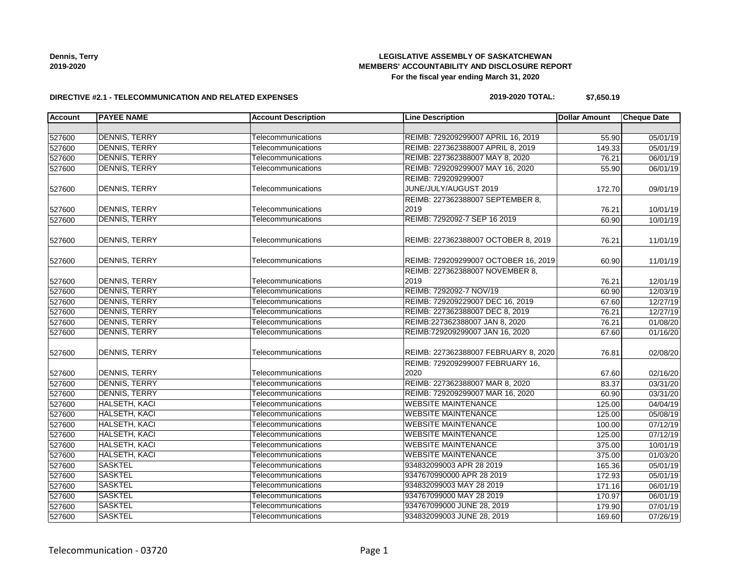**Dennis, Terry**
**2019-2020**

**LEGISLATIVE ASSEMBLY OF SASKATCHEWAN**
**MEMBERS' ACCOUNTABILITY AND DISCLOSURE REPORT**
**For the fiscal year ending March 31, 2020**

**DIRECTIVE #2.1 - TELECOMMUNICATION AND RELATED EXPENSES**

**2019-2020 TOTAL: $7,650.19**

| Account | PAYEE NAME | Account Description | Line Description | Dollar Amount | Cheque Date |
|---|---|---|---|---|---|
| | | | | | |
| 527600 | DENNIS, TERRY | Telecommunications | REIMB: 729209299007 APRIL 16, 2019 | 55.90 | 05/01/19 |
| 527600 | DENNIS, TERRY | Telecommunications | REIMB: 227362388007 APRIL 8, 2019 | 149.33 | 05/01/19 |
| 527600 | DENNIS, TERRY | Telecommunications | REIMB: 227362388007 MAY 8, 2020 | 76.21 | 06/01/19 |
| 527600 | DENNIS, TERRY | Telecommunications | REIMB: 729209299007 MAY 16, 2020 | 55.90 | 06/01/19 |
| 527600 | DENNIS, TERRY | Telecommunications | REIMB: 729209299007 JUNE/JULY/AUGUST 2019 | 172.70 | 09/01/19 |
| 527600 | DENNIS, TERRY | Telecommunications | REIMB: 227362388007 SEPTEMBER 8, 2019 | 76.21 | 10/01/19 |
| 527600 | DENNIS, TERRY | Telecommunications | REIMB: 7292092-7 SEP 16 2019 | 60.90 | 10/01/19 |
| 527600 | DENNIS, TERRY | Telecommunications | REIMB: 227362388007 OCTOBER 8, 2019 | 76.21 | 11/01/19 |
| 527600 | DENNIS, TERRY | Telecommunications | REIMB: 729209299007 OCTOBER 16, 2019 | 60.90 | 11/01/19 |
| 527600 | DENNIS, TERRY | Telecommunications | REIMB: 227362388007 NOVEMBER 8, 2019 | 76.21 | 12/01/19 |
| 527600 | DENNIS, TERRY | Telecommunications | REIMB: 7292092-7 NOV/19 | 60.90 | 12/03/19 |
| 527600 | DENNIS, TERRY | Telecommunications | REIMB: 729209229007 DEC 16, 2019 | 67.60 | 12/27/19 |
| 527600 | DENNIS, TERRY | Telecommunications | REIMB: 227362388007 DEC 8, 2019 | 76.21 | 12/27/19 |
| 527600 | DENNIS, TERRY | Telecommunications | REIMB:227362388007 JAN 8, 2020 | 76.21 | 01/08/20 |
| 527600 | DENNIS, TERRY | Telecommunications | REIMB:729209299007 JAN 16, 2020 | 67.60 | 01/16/20 |
| 527600 | DENNIS, TERRY | Telecommunications | REIMB: 227362388007 FEBRUARY 8, 2020 | 76.81 | 02/08/20 |
| 527600 | DENNIS, TERRY | Telecommunications | REIMB: 729209299007 FEBRUARY 16, 2020 | 67.60 | 02/16/20 |
| 527600 | DENNIS, TERRY | Telecommunications | REIMB: 227362388007 MAR 8, 2020 | 83.37 | 03/31/20 |
| 527600 | DENNIS, TERRY | Telecommunications | REIMB: 729209299007 MAR 16, 2020 | 60.90 | 03/31/20 |
| 527600 | HALSETH, KACI | Telecommunications | WEBSITE MAINTENANCE | 125.00 | 04/04/19 |
| 527600 | HALSETH, KACI | Telecommunications | WEBSITE MAINTENANCE | 125.00 | 05/08/19 |
| 527600 | HALSETH, KACI | Telecommunications | WEBSITE MAINTENANCE | 100.00 | 07/12/19 |
| 527600 | HALSETH, KACI | Telecommunications | WEBSITE MAINTENANCE | 125.00 | 07/12/19 |
| 527600 | HALSETH, KACI | Telecommunications | WEBSITE MAINTENANCE | 375.00 | 10/01/19 |
| 527600 | HALSETH, KACI | Telecommunications | WEBSITE MAINTENANCE | 375.00 | 01/03/20 |
| 527600 | SASKTEL | Telecommunications | 934832099003 APR 28 2019 | 165.36 | 05/01/19 |
| 527600 | SASKTEL | Telecommunications | 9347670990000 APR 28 2019 | 172.93 | 05/01/19 |
| 527600 | SASKTEL | Telecommunications | 934832099003 MAY 28 2019 | 171.16 | 06/01/19 |
| 527600 | SASKTEL | Telecommunications | 934767099000 MAY 28 2019 | 170.97 | 06/01/19 |
| 527600 | SASKTEL | Telecommunications | 934767099000 JUNE 28, 2019 | 179.90 | 07/01/19 |
| 527600 | SASKTEL | Telecommunications | 934832099003 JUNE 28, 2019 | 169.60 | 07/26/19 |

Telecommunication - 03720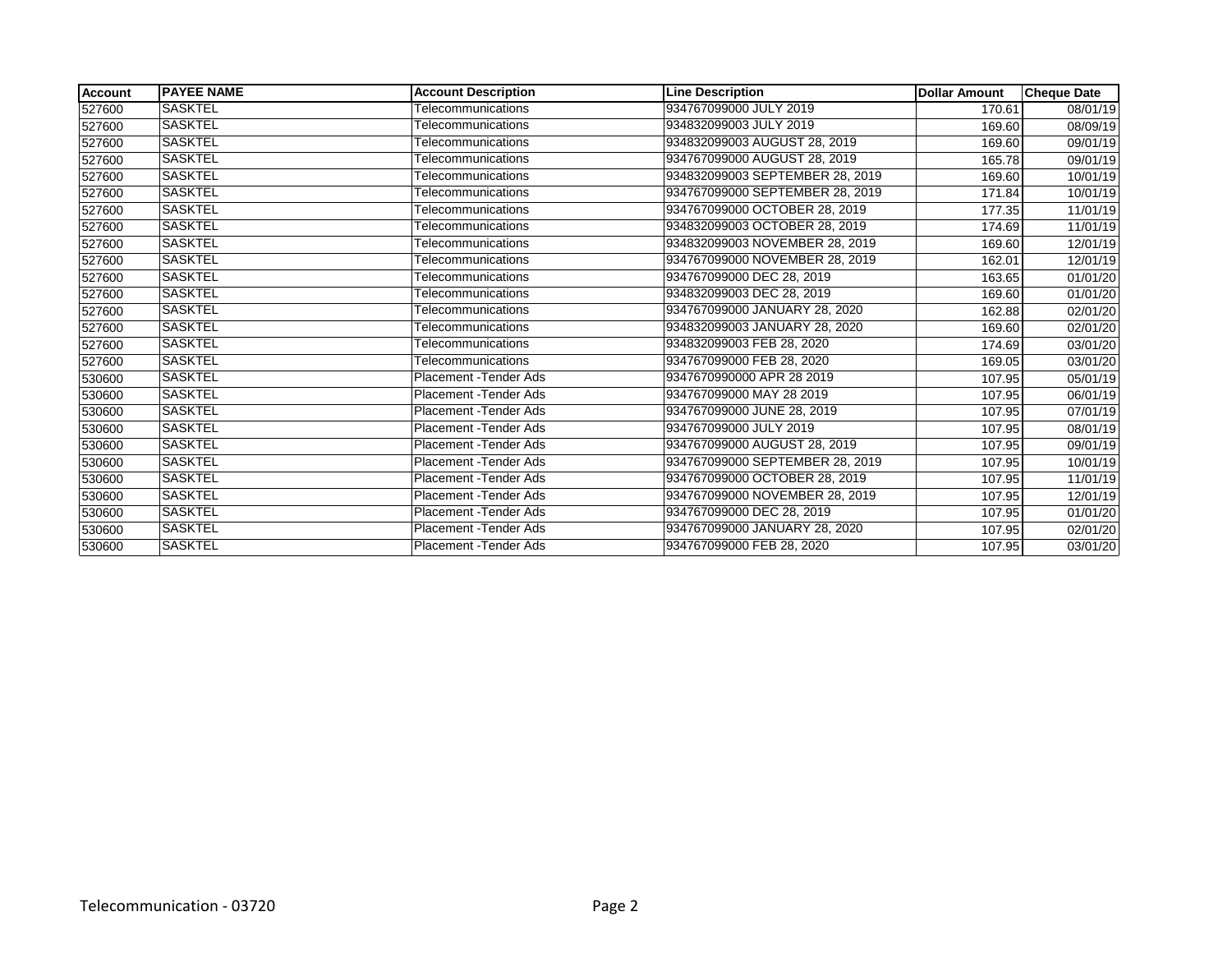| Account | PAYEE NAME | Account Description | Line Description | Dollar Amount | Cheque Date |
| --- | --- | --- | --- | --- | --- |
| 527600 | SASKTEL | Telecommunications | 934767099000 JULY 2019 | 170.61 | 08/01/19 |
| 527600 | SASKTEL | Telecommunications | 934832099003 JULY 2019 | 169.60 | 08/09/19 |
| 527600 | SASKTEL | Telecommunications | 934832099003 AUGUST 28, 2019 | 169.60 | 09/01/19 |
| 527600 | SASKTEL | Telecommunications | 934767099000 AUGUST 28, 2019 | 165.78 | 09/01/19 |
| 527600 | SASKTEL | Telecommunications | 934832099003 SEPTEMBER 28, 2019 | 169.60 | 10/01/19 |
| 527600 | SASKTEL | Telecommunications | 934767099000 SEPTEMBER 28, 2019 | 171.84 | 10/01/19 |
| 527600 | SASKTEL | Telecommunications | 934767099000 OCTOBER 28, 2019 | 177.35 | 11/01/19 |
| 527600 | SASKTEL | Telecommunications | 934832099003 OCTOBER 28, 2019 | 174.69 | 11/01/19 |
| 527600 | SASKTEL | Telecommunications | 934832099003 NOVEMBER 28, 2019 | 169.60 | 12/01/19 |
| 527600 | SASKTEL | Telecommunications | 934767099000 NOVEMBER 28, 2019 | 162.01 | 12/01/19 |
| 527600 | SASKTEL | Telecommunications | 934767099000 DEC 28, 2019 | 163.65 | 01/01/20 |
| 527600 | SASKTEL | Telecommunications | 934832099003 DEC 28, 2019 | 169.60 | 01/01/20 |
| 527600 | SASKTEL | Telecommunications | 934767099000 JANUARY 28, 2020 | 162.88 | 02/01/20 |
| 527600 | SASKTEL | Telecommunications | 934832099003 JANUARY 28, 2020 | 169.60 | 02/01/20 |
| 527600 | SASKTEL | Telecommunications | 934832099003 FEB 28, 2020 | 174.69 | 03/01/20 |
| 527600 | SASKTEL | Telecommunications | 934767099000 FEB 28, 2020 | 169.05 | 03/01/20 |
| 530600 | SASKTEL | Placement -Tender Ads | 9347670990000 APR 28 2019 | 107.95 | 05/01/19 |
| 530600 | SASKTEL | Placement -Tender Ads | 934767099000 MAY 28 2019 | 107.95 | 06/01/19 |
| 530600 | SASKTEL | Placement -Tender Ads | 934767099000 JUNE 28, 2019 | 107.95 | 07/01/19 |
| 530600 | SASKTEL | Placement -Tender Ads | 934767099000 JULY 2019 | 107.95 | 08/01/19 |
| 530600 | SASKTEL | Placement -Tender Ads | 934767099000 AUGUST 28, 2019 | 107.95 | 09/01/19 |
| 530600 | SASKTEL | Placement -Tender Ads | 934767099000 SEPTEMBER 28, 2019 | 107.95 | 10/01/19 |
| 530600 | SASKTEL | Placement -Tender Ads | 934767099000 OCTOBER 28, 2019 | 107.95 | 11/01/19 |
| 530600 | SASKTEL | Placement -Tender Ads | 934767099000 NOVEMBER 28, 2019 | 107.95 | 12/01/19 |
| 530600 | SASKTEL | Placement -Tender Ads | 934767099000 DEC 28, 2019 | 107.95 | 01/01/20 |
| 530600 | SASKTEL | Placement -Tender Ads | 934767099000 JANUARY 28, 2020 | 107.95 | 02/01/20 |
| 530600 | SASKTEL | Placement -Tender Ads | 934767099000 FEB 28, 2020 | 107.95 | 03/01/20 |

Telecommunication - 03720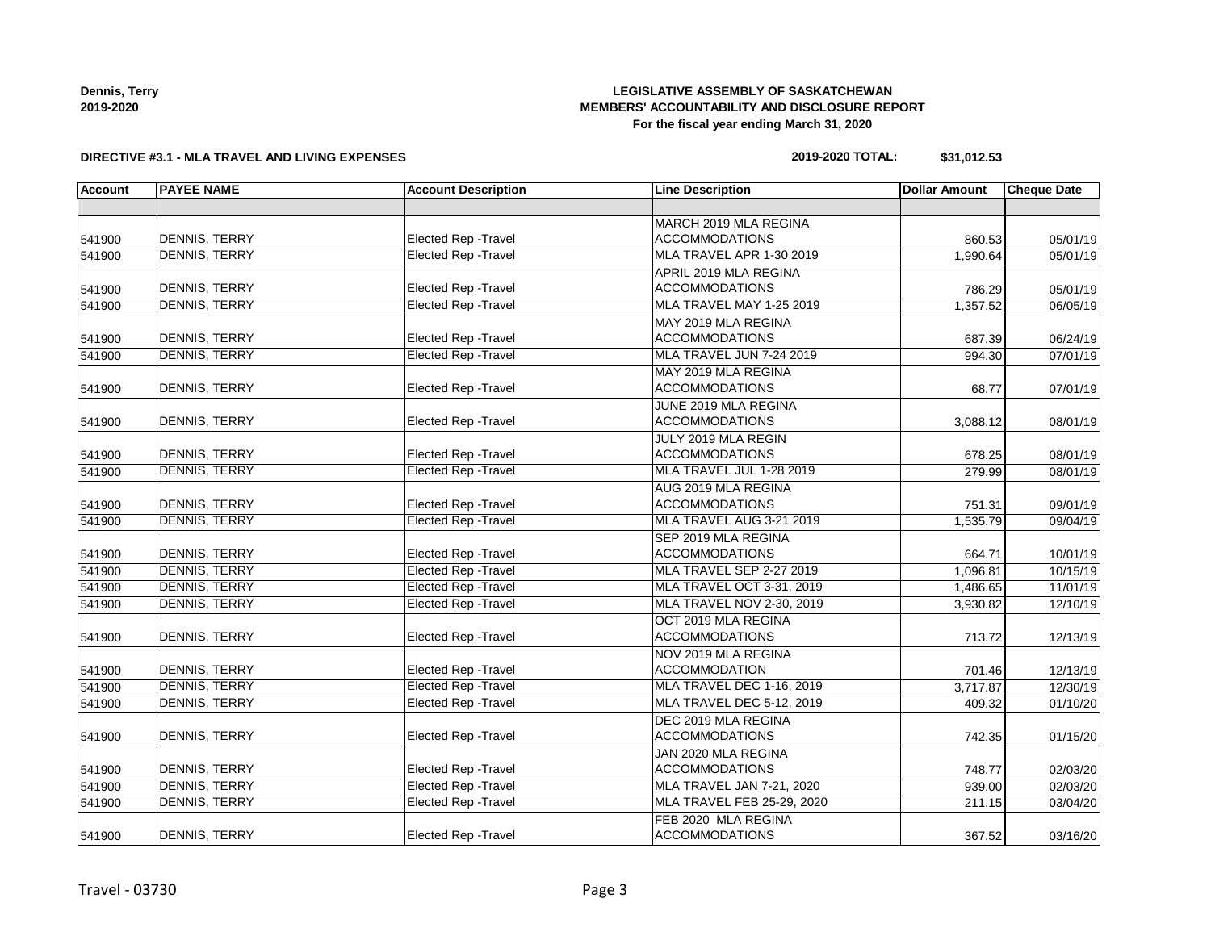**Dennis, Terry**
**2019-2020**

**LEGISLATIVE ASSEMBLY OF SASKATCHEWAN**
**MEMBERS' ACCOUNTABILITY AND DISCLOSURE REPORT**
**For the fiscal year ending March 31, 2020**

**DIRECTIVE #3.1 - MLA TRAVEL AND LIVING EXPENSES**

**2019-2020 TOTAL: $31,012.53**

| Account | PAYEE NAME | Account Description | Line Description | Dollar Amount | Cheque Date |
|---|---|---|---|---|---|
| | | | | | |
| 541900 | DENNIS, TERRY | Elected Rep -Travel | MARCH 2019 MLA REGINA ACCOMMODATIONS | 860.53 | 05/01/19 |
| 541900 | DENNIS, TERRY | Elected Rep -Travel | MLA TRAVEL APR 1-30 2019 | 1,990.64 | 05/01/19 |
| 541900 | DENNIS, TERRY | Elected Rep -Travel | APRIL 2019 MLA REGINA ACCOMMODATIONS | 786.29 | 05/01/19 |
| 541900 | DENNIS, TERRY | Elected Rep -Travel | MLA TRAVEL MAY 1-25 2019 | 1,357.52 | 06/05/19 |
| 541900 | DENNIS, TERRY | Elected Rep -Travel | MAY 2019 MLA REGINA ACCOMMODATIONS | 687.39 | 06/24/19 |
| 541900 | DENNIS, TERRY | Elected Rep -Travel | MLA TRAVEL JUN 7-24 2019 | 994.30 | 07/01/19 |
| 541900 | DENNIS, TERRY | Elected Rep -Travel | MAY 2019 MLA REGINA ACCOMMODATIONS | 68.77 | 07/01/19 |
| 541900 | DENNIS, TERRY | Elected Rep -Travel | JUNE 2019 MLA REGINA ACCOMMODATIONS | 3,088.12 | 08/01/19 |
| 541900 | DENNIS, TERRY | Elected Rep -Travel | JULY 2019 MLA REGIN ACCOMMODATIONS | 678.25 | 08/01/19 |
| 541900 | DENNIS, TERRY | Elected Rep -Travel | MLA TRAVEL JUL 1-28 2019 | 279.99 | 08/01/19 |
| 541900 | DENNIS, TERRY | Elected Rep -Travel | AUG 2019 MLA REGINA ACCOMMODATIONS | 751.31 | 09/01/19 |
| 541900 | DENNIS, TERRY | Elected Rep -Travel | MLA TRAVEL AUG 3-21 2019 | 1,535.79 | 09/04/19 |
| 541900 | DENNIS, TERRY | Elected Rep -Travel | SEP 2019 MLA REGINA ACCOMMODATIONS | 664.71 | 10/01/19 |
| 541900 | DENNIS, TERRY | Elected Rep -Travel | MLA TRAVEL SEP 2-27 2019 | 1,096.81 | 10/15/19 |
| 541900 | DENNIS, TERRY | Elected Rep -Travel | MLA TRAVEL OCT 3-31, 2019 | 1,486.65 | 11/01/19 |
| 541900 | DENNIS, TERRY | Elected Rep -Travel | MLA TRAVEL NOV 2-30, 2019 | 3,930.82 | 12/10/19 |
| 541900 | DENNIS, TERRY | Elected Rep -Travel | OCT 2019 MLA REGINA ACCOMMODATIONS | 713.72 | 12/13/19 |
| 541900 | DENNIS, TERRY | Elected Rep -Travel | NOV 2019 MLA REGINA ACCOMMODATION | 701.46 | 12/13/19 |
| 541900 | DENNIS, TERRY | Elected Rep -Travel | MLA TRAVEL DEC 1-16, 2019 | 3,717.87 | 12/30/19 |
| 541900 | DENNIS, TERRY | Elected Rep -Travel | MLA TRAVEL DEC 5-12, 2019 | 409.32 | 01/10/20 |
| 541900 | DENNIS, TERRY | Elected Rep -Travel | DEC 2019 MLA REGINA ACCOMMODATIONS | 742.35 | 01/15/20 |
| 541900 | DENNIS, TERRY | Elected Rep -Travel | JAN 2020 MLA REGINA ACCOMMODATIONS | 748.77 | 02/03/20 |
| 541900 | DENNIS, TERRY | Elected Rep -Travel | MLA TRAVEL JAN 7-21, 2020 | 939.00 | 02/03/20 |
| 541900 | DENNIS, TERRY | Elected Rep -Travel | MLA TRAVEL FEB 25-29, 2020 | 211.15 | 03/04/20 |
| 541900 | DENNIS, TERRY | Elected Rep -Travel | FEB 2020 MLA REGINA ACCOMMODATIONS | 367.52 | 03/16/20 |

Travel - 03730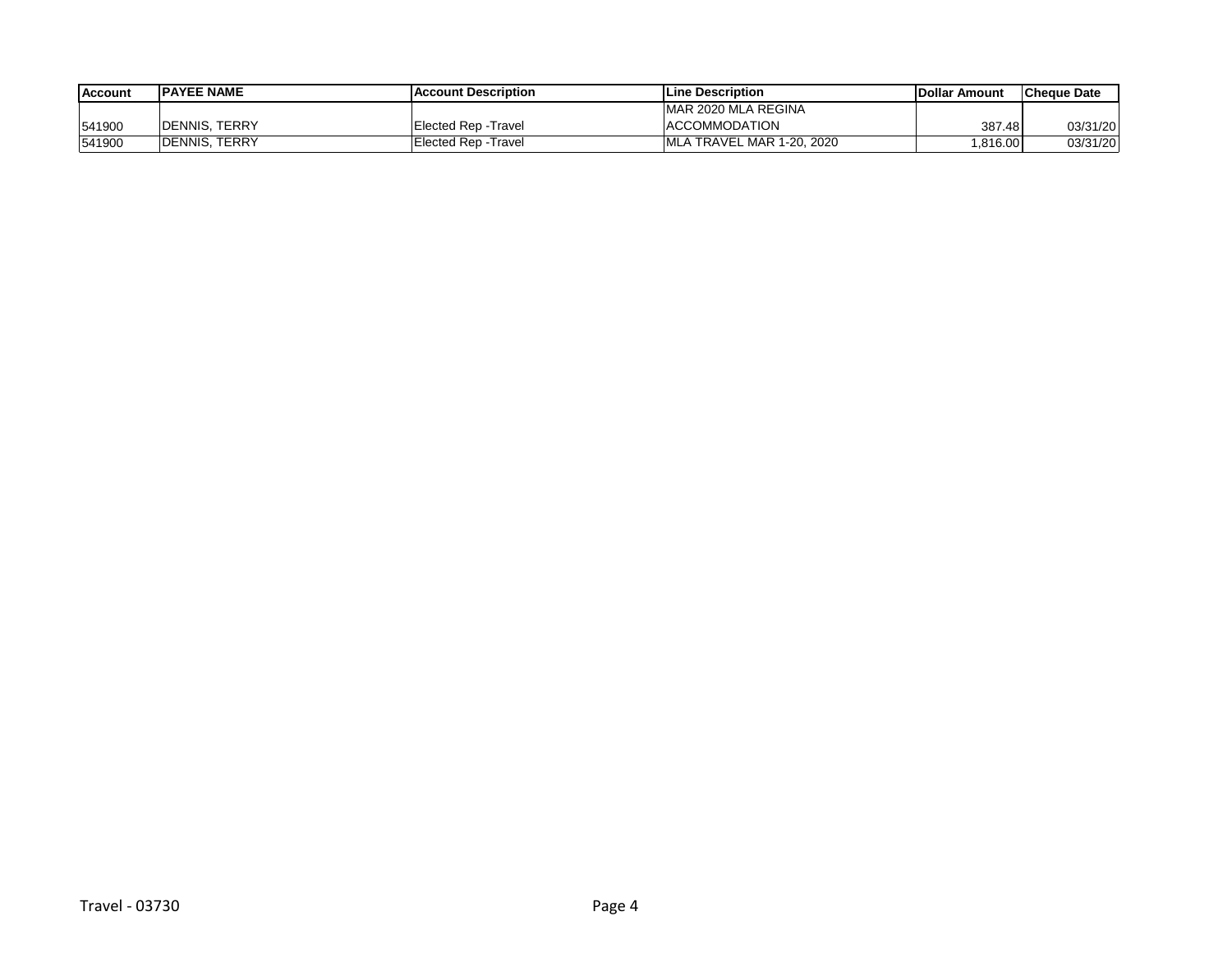| Account | PAYEE NAME | Account Description | Line Description | Dollar Amount | Cheque Date |
| --- | --- | --- | --- | --- | --- |
| 541900 | DENNIS, TERRY | Elected Rep -Travel | MAR 2020 MLA REGINA ACCOMMODATION | 387.48 | 03/31/20 |
| 541900 | DENNIS, TERRY | Elected Rep -Travel | MLA TRAVEL MAR 1-20, 2020 | 1,816.00 | 03/31/20 |

Travel - 03730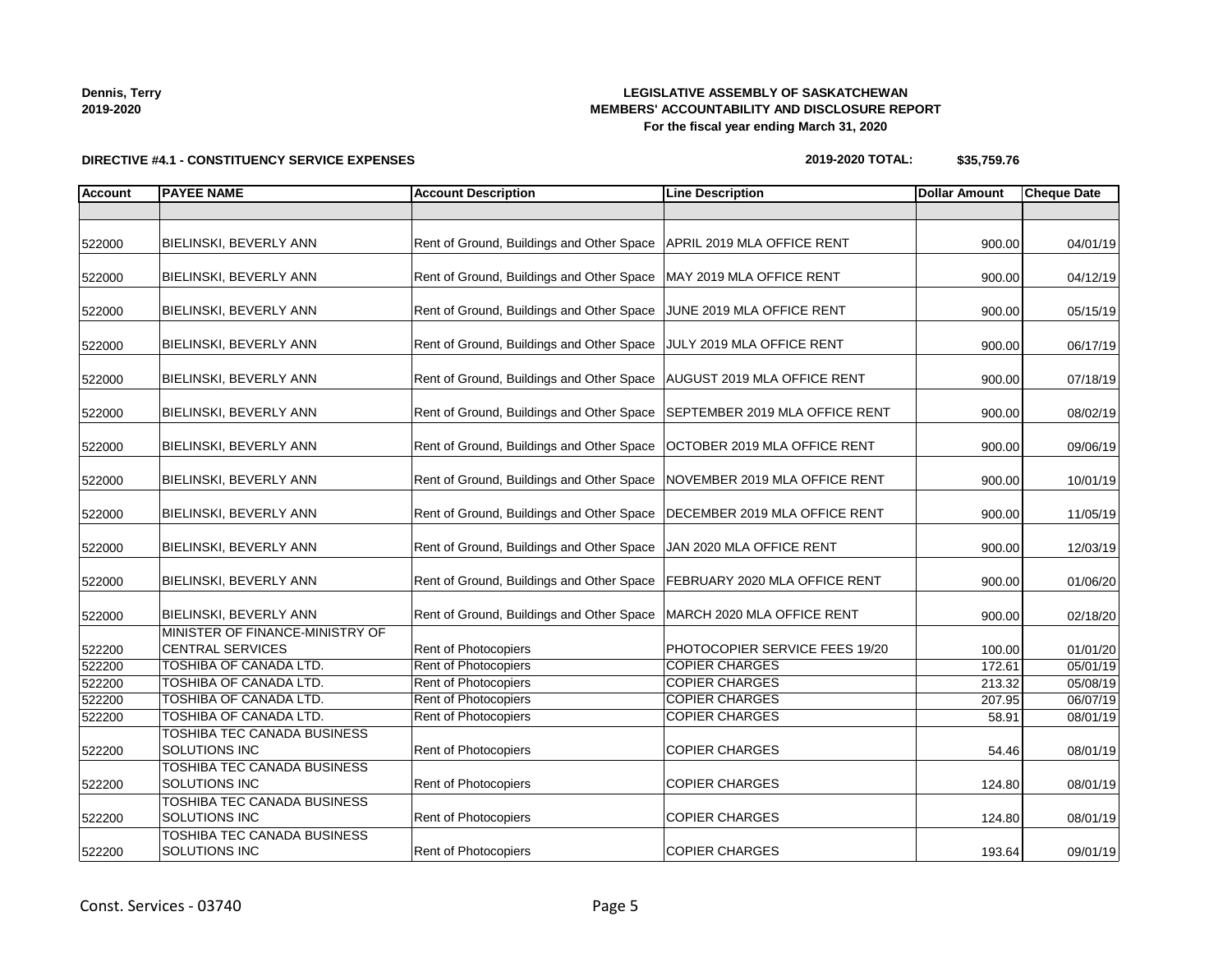**Dennis, Terry**
**2019-2020**

**LEGISLATIVE ASSEMBLY OF SASKATCHEWAN**
**MEMBERS' ACCOUNTABILITY AND DISCLOSURE REPORT**
**For the fiscal year ending March 31, 2020**

**DIRECTIVE #4.1 - CONSTITUENCY SERVICE EXPENSES**

**2019-2020 TOTAL: $35,759.76**

| Account | PAYEE NAME | Account Description | Line Description | Dollar Amount | Cheque Date |
|---|---|---|---|---|---|
| | | | | | |
| 522000 | BIELINSKI, BEVERLY ANN | Rent of Ground, Buildings and Other Space | APRIL 2019 MLA OFFICE RENT | 900.00 | 04/01/19 |
| 522000 | BIELINSKI, BEVERLY ANN | Rent of Ground, Buildings and Other Space | MAY 2019 MLA OFFICE RENT | 900.00 | 04/12/19 |
| 522000 | BIELINSKI, BEVERLY ANN | Rent of Ground, Buildings and Other Space | JUNE 2019 MLA OFFICE RENT | 900.00 | 05/15/19 |
| 522000 | BIELINSKI, BEVERLY ANN | Rent of Ground, Buildings and Other Space | JULY 2019 MLA OFFICE RENT | 900.00 | 06/17/19 |
| 522000 | BIELINSKI, BEVERLY ANN | Rent of Ground, Buildings and Other Space | AUGUST 2019 MLA OFFICE RENT | 900.00 | 07/18/19 |
| 522000 | BIELINSKI, BEVERLY ANN | Rent of Ground, Buildings and Other Space | SEPTEMBER 2019 MLA OFFICE RENT | 900.00 | 08/02/19 |
| 522000 | BIELINSKI, BEVERLY ANN | Rent of Ground, Buildings and Other Space | OCTOBER 2019 MLA OFFICE RENT | 900.00 | 09/06/19 |
| 522000 | BIELINSKI, BEVERLY ANN | Rent of Ground, Buildings and Other Space | NOVEMBER 2019 MLA OFFICE RENT | 900.00 | 10/01/19 |
| 522000 | BIELINSKI, BEVERLY ANN | Rent of Ground, Buildings and Other Space | DECEMBER 2019 MLA OFFICE RENT | 900.00 | 11/05/19 |
| 522000 | BIELINSKI, BEVERLY ANN | Rent of Ground, Buildings and Other Space | JAN 2020 MLA OFFICE RENT | 900.00 | 12/03/19 |
| 522000 | BIELINSKI, BEVERLY ANN | Rent of Ground, Buildings and Other Space | FEBRUARY 2020 MLA OFFICE RENT | 900.00 | 01/06/20 |
| 522000 | BIELINSKI, BEVERLY ANN | Rent of Ground, Buildings and Other Space | MARCH 2020 MLA OFFICE RENT | 900.00 | 02/18/20 |
| 522200 | MINISTER OF FINANCE-MINISTRY OF CENTRAL SERVICES | Rent of Photocopiers | PHOTOCOPIER SERVICE FEES 19/20 | 100.00 | 01/01/20 |
| 522200 | TOSHIBA OF CANADA LTD. | Rent of Photocopiers | COPIER CHARGES | 172.61 | 05/01/19 |
| 522200 | TOSHIBA OF CANADA LTD. | Rent of Photocopiers | COPIER CHARGES | 213.32 | 05/08/19 |
| 522200 | TOSHIBA OF CANADA LTD. | Rent of Photocopiers | COPIER CHARGES | 207.95 | 06/07/19 |
| 522200 | TOSHIBA OF CANADA LTD. | Rent of Photocopiers | COPIER CHARGES | 58.91 | 08/01/19 |
| 522200 | TOSHIBA TEC CANADA BUSINESS SOLUTIONS INC | Rent of Photocopiers | COPIER CHARGES | 54.46 | 08/01/19 |
| 522200 | TOSHIBA TEC CANADA BUSINESS SOLUTIONS INC | Rent of Photocopiers | COPIER CHARGES | 124.80 | 08/01/19 |
| 522200 | TOSHIBA TEC CANADA BUSINESS SOLUTIONS INC | Rent of Photocopiers | COPIER CHARGES | 124.80 | 08/01/19 |
| 522200 | TOSHIBA TEC CANADA BUSINESS SOLUTIONS INC | Rent of Photocopiers | COPIER CHARGES | 193.64 | 09/01/19 |

Const. Services - 03740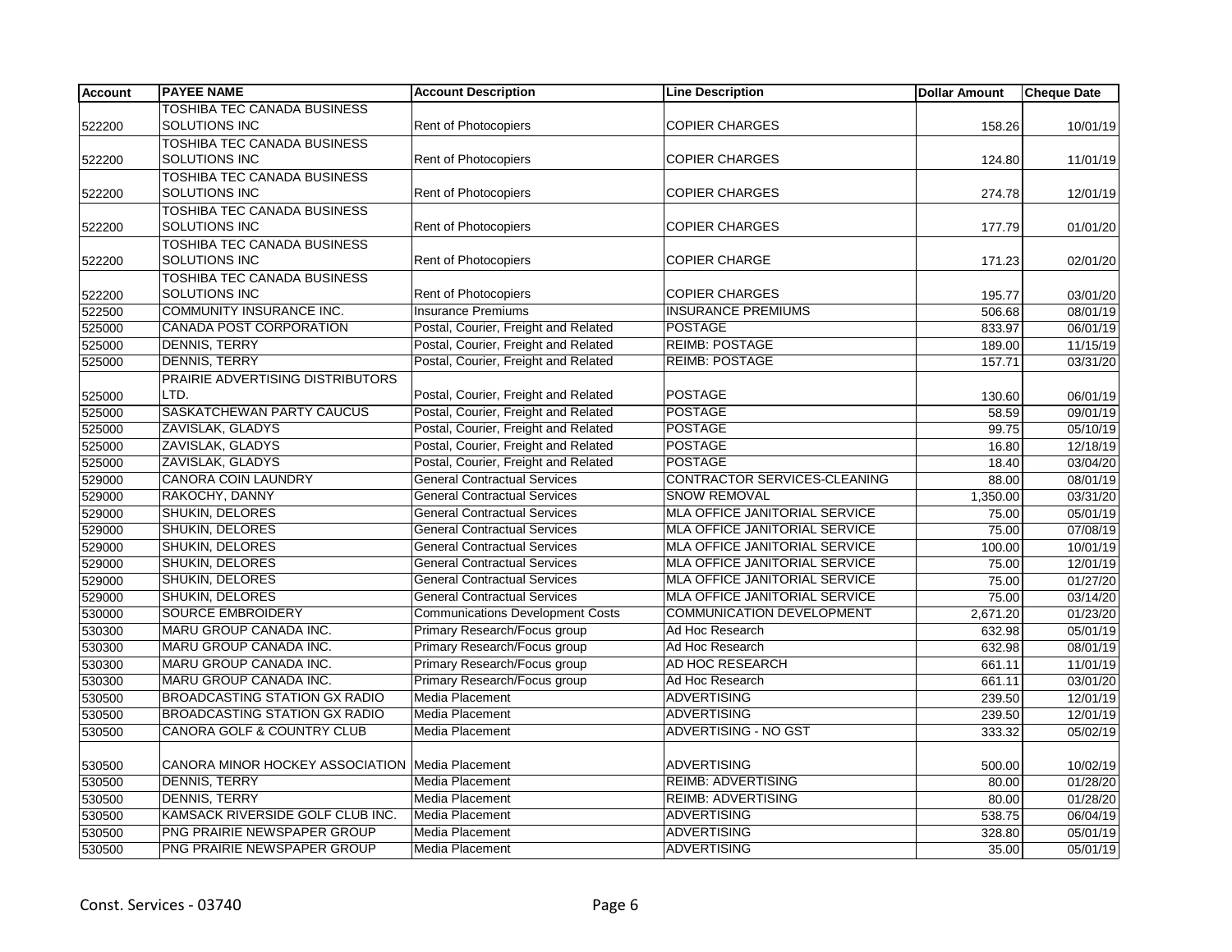| Account | PAYEE NAME | Account Description | Line Description | Dollar Amount | Cheque Date |
|---|---|---|---|---|---|
| 522200 | TOSHIBA TEC CANADA BUSINESS SOLUTIONS INC | Rent of Photocopiers | COPIER CHARGES | 158.26 | 10/01/19 |
| 522200 | TOSHIBA TEC CANADA BUSINESS SOLUTIONS INC | Rent of Photocopiers | COPIER CHARGES | 124.80 | 11/01/19 |
| 522200 | TOSHIBA TEC CANADA BUSINESS SOLUTIONS INC | Rent of Photocopiers | COPIER CHARGES | 274.78 | 12/01/19 |
| 522200 | TOSHIBA TEC CANADA BUSINESS SOLUTIONS INC | Rent of Photocopiers | COPIER CHARGES | 177.79 | 01/01/20 |
| 522200 | TOSHIBA TEC CANADA BUSINESS SOLUTIONS INC | Rent of Photocopiers | COPIER CHARGE | 171.23 | 02/01/20 |
| 522200 | TOSHIBA TEC CANADA BUSINESS SOLUTIONS INC | Rent of Photocopiers | COPIER CHARGES | 195.77 | 03/01/20 |
| 522500 | COMMUNITY INSURANCE INC. | Insurance Premiums | INSURANCE PREMIUMS | 506.68 | 08/01/19 |
| 525000 | CANADA POST CORPORATION | Postal, Courier, Freight and Related | POSTAGE | 833.97 | 06/01/19 |
| 525000 | DENNIS, TERRY | Postal, Courier, Freight and Related | REIMB: POSTAGE | 189.00 | 11/15/19 |
| 525000 | DENNIS, TERRY | Postal, Courier, Freight and Related | REIMB: POSTAGE | 157.71 | 03/31/20 |
| 525000 | PRAIRIE ADVERTISING DISTRIBUTORS LTD. | Postal, Courier, Freight and Related | POSTAGE | 130.60 | 06/01/19 |
| 525000 | SASKATCHEWAN PARTY CAUCUS | Postal, Courier, Freight and Related | POSTAGE | 58.59 | 09/01/19 |
| 525000 | ZAVISLAK, GLADYS | Postal, Courier, Freight and Related | POSTAGE | 99.75 | 05/10/19 |
| 525000 | ZAVISLAK, GLADYS | Postal, Courier, Freight and Related | POSTAGE | 16.80 | 12/18/19 |
| 525000 | ZAVISLAK, GLADYS | Postal, Courier, Freight and Related | POSTAGE | 18.40 | 03/04/20 |
| 529000 | CANORA COIN LAUNDRY | General Contractual Services | CONTRACTOR SERVICES-CLEANING | 88.00 | 08/01/19 |
| 529000 | RAKOCHY, DANNY | General Contractual Services | SNOW REMOVAL | 1,350.00 | 03/31/20 |
| 529000 | SHUKIN, DELORES | General Contractual Services | MLA OFFICE JANITORIAL SERVICE | 75.00 | 05/01/19 |
| 529000 | SHUKIN, DELORES | General Contractual Services | MLA OFFICE JANITORIAL SERVICE | 75.00 | 07/08/19 |
| 529000 | SHUKIN, DELORES | General Contractual Services | MLA OFFICE JANITORIAL SERVICE | 100.00 | 10/01/19 |
| 529000 | SHUKIN, DELORES | General Contractual Services | MLA OFFICE JANITORIAL SERVICE | 75.00 | 12/01/19 |
| 529000 | SHUKIN, DELORES | General Contractual Services | MLA OFFICE JANITORIAL SERVICE | 75.00 | 01/27/20 |
| 529000 | SHUKIN, DELORES | General Contractual Services | MLA OFFICE JANITORIAL SERVICE | 75.00 | 03/14/20 |
| 530000 | SOURCE EMBROIDERY | Communications Development Costs | COMMUNICATION DEVELOPMENT | 2,671.20 | 01/23/20 |
| 530300 | MARU GROUP CANADA INC. | Primary Research/Focus group | Ad Hoc Research | 632.98 | 05/01/19 |
| 530300 | MARU GROUP CANADA INC. | Primary Research/Focus group | Ad Hoc Research | 632.98 | 08/01/19 |
| 530300 | MARU GROUP CANADA INC. | Primary Research/Focus group | AD HOC RESEARCH | 661.11 | 11/01/19 |
| 530300 | MARU GROUP CANADA INC. | Primary Research/Focus group | Ad Hoc Research | 661.11 | 03/01/20 |
| 530500 | BROADCASTING STATION GX RADIO | Media Placement | ADVERTISING | 239.50 | 12/01/19 |
| 530500 | BROADCASTING STATION GX RADIO | Media Placement | ADVERTISING | 239.50 | 12/01/19 |
| 530500 | CANORA GOLF & COUNTRY CLUB | Media Placement | ADVERTISING - NO GST | 333.32 | 05/02/19 |
| 530500 | CANORA MINOR HOCKEY ASSOCIATION | Media Placement | ADVERTISING | 500.00 | 10/02/19 |
| 530500 | DENNIS, TERRY | Media Placement | REIMB: ADVERTISING | 80.00 | 01/28/20 |
| 530500 | DENNIS, TERRY | Media Placement | REIMB: ADVERTISING | 80.00 | 01/28/20 |
| 530500 | KAMSACK RIVERSIDE GOLF CLUB INC. | Media Placement | ADVERTISING | 538.75 | 06/04/19 |
| 530500 | PNG PRAIRIE NEWSPAPER GROUP | Media Placement | ADVERTISING | 328.80 | 05/01/19 |
| 530500 | PNG PRAIRIE NEWSPAPER GROUP | Media Placement | ADVERTISING | 35.00 | 05/01/19 |

Const. Services - 03740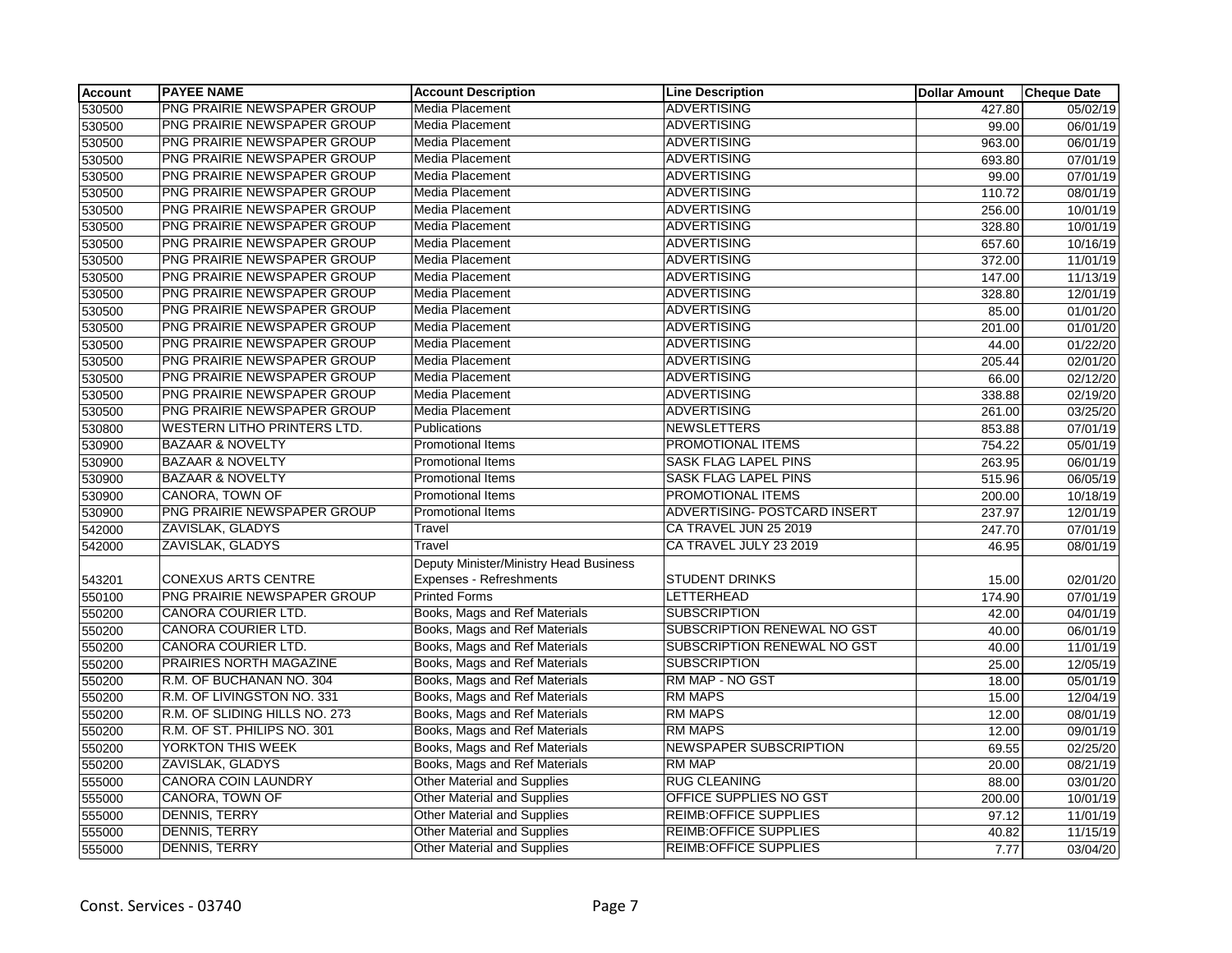| Account | PAYEE NAME | Account Description | Line Description | Dollar Amount | Cheque Date |
|---|---|---|---|---|---|
| 530500 | PNG PRAIRIE NEWSPAPER GROUP | Media Placement | ADVERTISING | 427.80 | 05/02/19 |
| 530500 | PNG PRAIRIE NEWSPAPER GROUP | Media Placement | ADVERTISING | 99.00 | 06/01/19 |
| 530500 | PNG PRAIRIE NEWSPAPER GROUP | Media Placement | ADVERTISING | 963.00 | 06/01/19 |
| 530500 | PNG PRAIRIE NEWSPAPER GROUP | Media Placement | ADVERTISING | 693.80 | 07/01/19 |
| 530500 | PNG PRAIRIE NEWSPAPER GROUP | Media Placement | ADVERTISING | 99.00 | 07/01/19 |
| 530500 | PNG PRAIRIE NEWSPAPER GROUP | Media Placement | ADVERTISING | 110.72 | 08/01/19 |
| 530500 | PNG PRAIRIE NEWSPAPER GROUP | Media Placement | ADVERTISING | 256.00 | 10/01/19 |
| 530500 | PNG PRAIRIE NEWSPAPER GROUP | Media Placement | ADVERTISING | 328.80 | 10/01/19 |
| 530500 | PNG PRAIRIE NEWSPAPER GROUP | Media Placement | ADVERTISING | 657.60 | 10/16/19 |
| 530500 | PNG PRAIRIE NEWSPAPER GROUP | Media Placement | ADVERTISING | 372.00 | 11/01/19 |
| 530500 | PNG PRAIRIE NEWSPAPER GROUP | Media Placement | ADVERTISING | 147.00 | 11/13/19 |
| 530500 | PNG PRAIRIE NEWSPAPER GROUP | Media Placement | ADVERTISING | 328.80 | 12/01/19 |
| 530500 | PNG PRAIRIE NEWSPAPER GROUP | Media Placement | ADVERTISING | 85.00 | 01/01/20 |
| 530500 | PNG PRAIRIE NEWSPAPER GROUP | Media Placement | ADVERTISING | 201.00 | 01/01/20 |
| 530500 | PNG PRAIRIE NEWSPAPER GROUP | Media Placement | ADVERTISING | 44.00 | 01/22/20 |
| 530500 | PNG PRAIRIE NEWSPAPER GROUP | Media Placement | ADVERTISING | 205.44 | 02/01/20 |
| 530500 | PNG PRAIRIE NEWSPAPER GROUP | Media Placement | ADVERTISING | 66.00 | 02/12/20 |
| 530500 | PNG PRAIRIE NEWSPAPER GROUP | Media Placement | ADVERTISING | 338.88 | 02/19/20 |
| 530500 | PNG PRAIRIE NEWSPAPER GROUP | Media Placement | ADVERTISING | 261.00 | 03/25/20 |
| 530800 | WESTERN LITHO PRINTERS LTD. | Publications | NEWSLETTERS | 853.88 | 07/01/19 |
| 530900 | BAZAAR & NOVELTY | Promotional Items | PROMOTIONAL ITEMS | 754.22 | 05/01/19 |
| 530900 | BAZAAR & NOVELTY | Promotional Items | SASK FLAG LAPEL PINS | 263.95 | 06/01/19 |
| 530900 | BAZAAR & NOVELTY | Promotional Items | SASK FLAG LAPEL PINS | 515.96 | 06/05/19 |
| 530900 | CANORA, TOWN OF | Promotional Items | PROMOTIONAL ITEMS | 200.00 | 10/18/19 |
| 530900 | PNG PRAIRIE NEWSPAPER GROUP | Promotional Items | ADVERTISING- POSTCARD INSERT | 237.97 | 12/01/19 |
| 542000 | ZAVISLAK, GLADYS | Travel | CA TRAVEL JUN 25 2019 | 247.70 | 07/01/19 |
| 542000 | ZAVISLAK, GLADYS | Travel | CA TRAVEL JULY 23 2019 | 46.95 | 08/01/19 |
| 543201 | CONEXUS ARTS CENTRE | Deputy Minister/Ministry Head Business Expenses - Refreshments | STUDENT DRINKS | 15.00 | 02/01/20 |
| 550100 | PNG PRAIRIE NEWSPAPER GROUP | Printed Forms | LETTERHEAD | 174.90 | 07/01/19 |
| 550200 | CANORA COURIER LTD. | Books, Mags and Ref Materials | SUBSCRIPTION | 42.00 | 04/01/19 |
| 550200 | CANORA COURIER LTD. | Books, Mags and Ref Materials | SUBSCRIPTION RENEWAL NO GST | 40.00 | 06/01/19 |
| 550200 | CANORA COURIER LTD. | Books, Mags and Ref Materials | SUBSCRIPTION RENEWAL NO GST | 40.00 | 11/01/19 |
| 550200 | PRAIRIES NORTH MAGAZINE | Books, Mags and Ref Materials | SUBSCRIPTION | 25.00 | 12/05/19 |
| 550200 | R.M. OF BUCHANAN NO. 304 | Books, Mags and Ref Materials | RM MAP - NO GST | 18.00 | 05/01/19 |
| 550200 | R.M. OF LIVINGSTON NO. 331 | Books, Mags and Ref Materials | RM MAPS | 15.00 | 12/04/19 |
| 550200 | R.M. OF SLIDING HILLS NO. 273 | Books, Mags and Ref Materials | RM MAPS | 12.00 | 08/01/19 |
| 550200 | R.M. OF ST. PHILIPS NO. 301 | Books, Mags and Ref Materials | RM MAPS | 12.00 | 09/01/19 |
| 550200 | YORKTON THIS WEEK | Books, Mags and Ref Materials | NEWSPAPER SUBSCRIPTION | 69.55 | 02/25/20 |
| 550200 | ZAVISLAK, GLADYS | Books, Mags and Ref Materials | RM MAP | 20.00 | 08/21/19 |
| 555000 | CANORA COIN LAUNDRY | Other Material and Supplies | RUG CLEANING | 88.00 | 03/01/20 |
| 555000 | CANORA, TOWN OF | Other Material and Supplies | OFFICE SUPPLIES NO GST | 200.00 | 10/01/19 |
| 555000 | DENNIS, TERRY | Other Material and Supplies | REIMB:OFFICE SUPPLIES | 97.12 | 11/01/19 |
| 555000 | DENNIS, TERRY | Other Material and Supplies | REIMB:OFFICE SUPPLIES | 40.82 | 11/15/19 |
| 555000 | DENNIS, TERRY | Other Material and Supplies | REIMB:OFFICE SUPPLIES | 7.77 | 03/04/20 |

Const. Services - 03740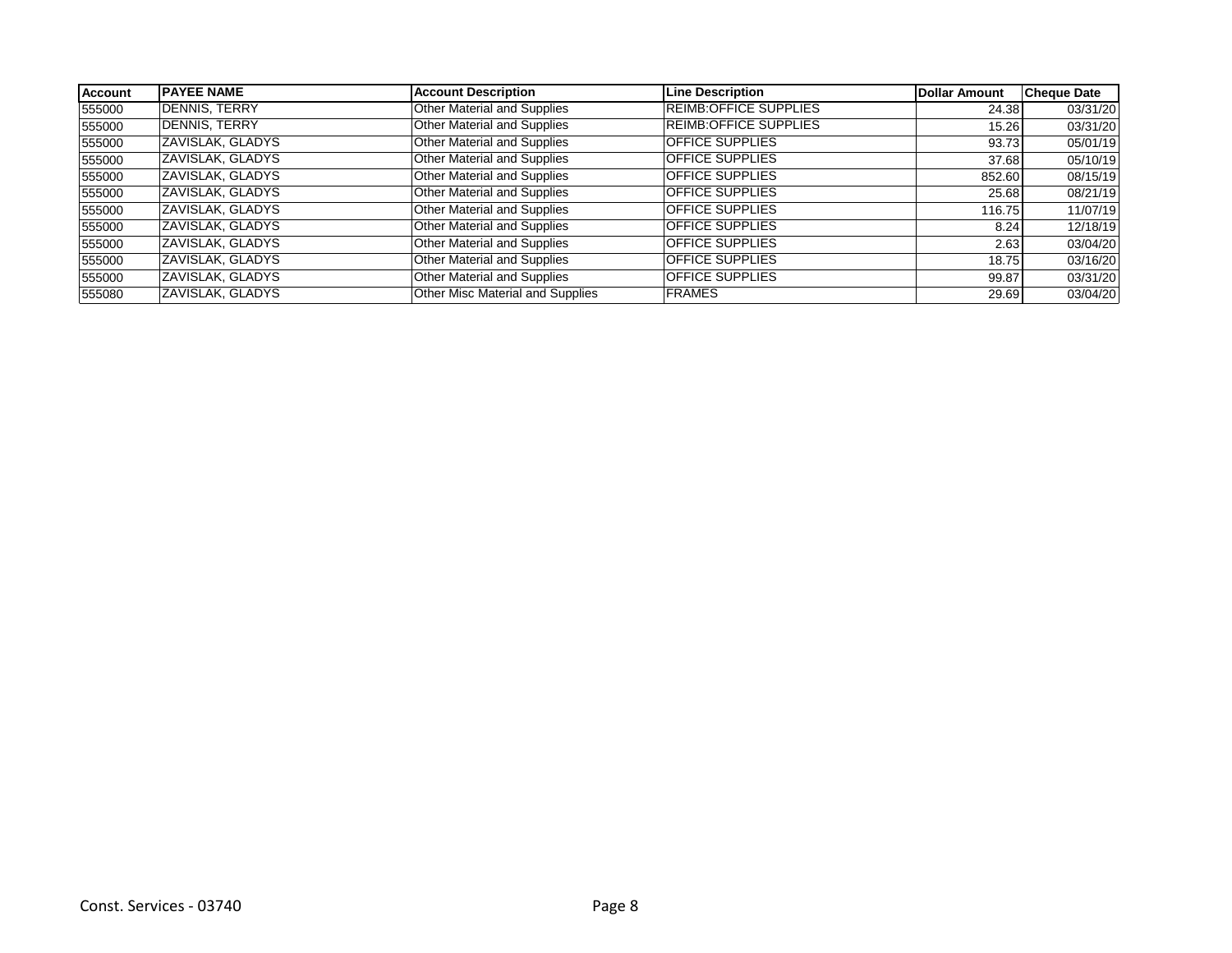| Account | PAYEE NAME | Account Description | Line Description | Dollar Amount | Cheque Date |
|---|---|---|---|---|---|
| 555000 | DENNIS, TERRY | Other Material and Supplies | REIMB:OFFICE SUPPLIES | 24.38 | 03/31/20 |
| 555000 | DENNIS, TERRY | Other Material and Supplies | REIMB:OFFICE SUPPLIES | 15.26 | 03/31/20 |
| 555000 | ZAVISLAK, GLADYS | Other Material and Supplies | OFFICE SUPPLIES | 93.73 | 05/01/19 |
| 555000 | ZAVISLAK, GLADYS | Other Material and Supplies | OFFICE SUPPLIES | 37.68 | 05/10/19 |
| 555000 | ZAVISLAK, GLADYS | Other Material and Supplies | OFFICE SUPPLIES | 852.60 | 08/15/19 |
| 555000 | ZAVISLAK, GLADYS | Other Material and Supplies | OFFICE SUPPLIES | 25.68 | 08/21/19 |
| 555000 | ZAVISLAK, GLADYS | Other Material and Supplies | OFFICE SUPPLIES | 116.75 | 11/07/19 |
| 555000 | ZAVISLAK, GLADYS | Other Material and Supplies | OFFICE SUPPLIES | 8.24 | 12/18/19 |
| 555000 | ZAVISLAK, GLADYS | Other Material and Supplies | OFFICE SUPPLIES | 2.63 | 03/04/20 |
| 555000 | ZAVISLAK, GLADYS | Other Material and Supplies | OFFICE SUPPLIES | 18.75 | 03/16/20 |
| 555000 | ZAVISLAK, GLADYS | Other Material and Supplies | OFFICE SUPPLIES | 99.87 | 03/31/20 |
| 555080 | ZAVISLAK, GLADYS | Other Misc Material and Supplies | FRAMES | 29.69 | 03/04/20 |

Const. Services - 03740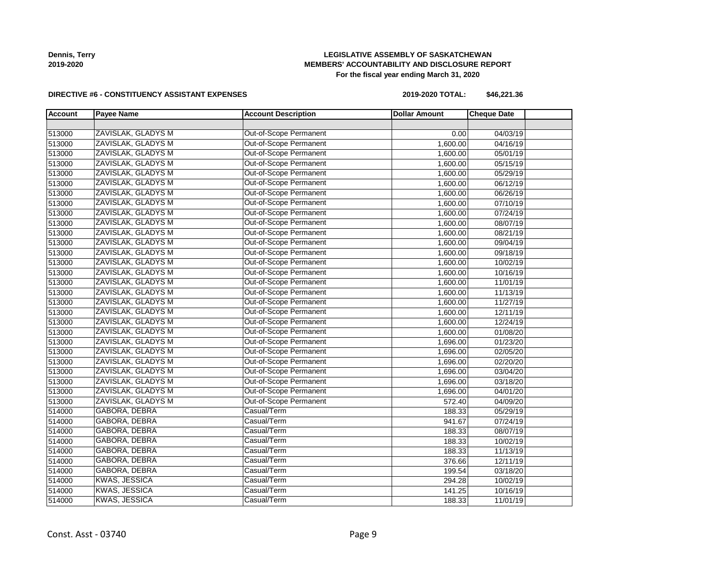**Dennis, Terry**
**2019-2020**

**LEGISLATIVE ASSEMBLY OF SASKATCHEWAN**
**MEMBERS' ACCOUNTABILITY AND DISCLOSURE REPORT**
**For the fiscal year ending March 31, 2020**

**DIRECTIVE #6 - CONSTITUENCY ASSISTANT EXPENSES**

**2019-2020 TOTAL: $46,221.36**

| Account | Payee Name | Account Description | Dollar Amount | Cheque Date | |
|---|---|---|---|---|---|
| | | | | | |
| 513000 | ZAVISLAK, GLADYS M | Out-of-Scope Permanent | 0.00 | 04/03/19 | |
| 513000 | ZAVISLAK, GLADYS M | Out-of-Scope Permanent | 1,600.00 | 04/16/19 | |
| 513000 | ZAVISLAK, GLADYS M | Out-of-Scope Permanent | 1,600.00 | 05/01/19 | |
| 513000 | ZAVISLAK, GLADYS M | Out-of-Scope Permanent | 1,600.00 | 05/15/19 | |
| 513000 | ZAVISLAK, GLADYS M | Out-of-Scope Permanent | 1,600.00 | 05/29/19 | |
| 513000 | ZAVISLAK, GLADYS M | Out-of-Scope Permanent | 1,600.00 | 06/12/19 | |
| 513000 | ZAVISLAK, GLADYS M | Out-of-Scope Permanent | 1,600.00 | 06/26/19 | |
| 513000 | ZAVISLAK, GLADYS M | Out-of-Scope Permanent | 1,600.00 | 07/10/19 | |
| 513000 | ZAVISLAK, GLADYS M | Out-of-Scope Permanent | 1,600.00 | 07/24/19 | |
| 513000 | ZAVISLAK, GLADYS M | Out-of-Scope Permanent | 1,600.00 | 08/07/19 | |
| 513000 | ZAVISLAK, GLADYS M | Out-of-Scope Permanent | 1,600.00 | 08/21/19 | |
| 513000 | ZAVISLAK, GLADYS M | Out-of-Scope Permanent | 1,600.00 | 09/04/19 | |
| 513000 | ZAVISLAK, GLADYS M | Out-of-Scope Permanent | 1,600.00 | 09/18/19 | |
| 513000 | ZAVISLAK, GLADYS M | Out-of-Scope Permanent | 1,600.00 | 10/02/19 | |
| 513000 | ZAVISLAK, GLADYS M | Out-of-Scope Permanent | 1,600.00 | 10/16/19 | |
| 513000 | ZAVISLAK, GLADYS M | Out-of-Scope Permanent | 1,600.00 | 11/01/19 | |
| 513000 | ZAVISLAK, GLADYS M | Out-of-Scope Permanent | 1,600.00 | 11/13/19 | |
| 513000 | ZAVISLAK, GLADYS M | Out-of-Scope Permanent | 1,600.00 | 11/27/19 | |
| 513000 | ZAVISLAK, GLADYS M | Out-of-Scope Permanent | 1,600.00 | 12/11/19 | |
| 513000 | ZAVISLAK, GLADYS M | Out-of-Scope Permanent | 1,600.00 | 12/24/19 | |
| 513000 | ZAVISLAK, GLADYS M | Out-of-Scope Permanent | 1,600.00 | 01/08/20 | |
| 513000 | ZAVISLAK, GLADYS M | Out-of-Scope Permanent | 1,696.00 | 01/23/20 | |
| 513000 | ZAVISLAK, GLADYS M | Out-of-Scope Permanent | 1,696.00 | 02/05/20 | |
| 513000 | ZAVISLAK, GLADYS M | Out-of-Scope Permanent | 1,696.00 | 02/20/20 | |
| 513000 | ZAVISLAK, GLADYS M | Out-of-Scope Permanent | 1,696.00 | 03/04/20 | |
| 513000 | ZAVISLAK, GLADYS M | Out-of-Scope Permanent | 1,696.00 | 03/18/20 | |
| 513000 | ZAVISLAK, GLADYS M | Out-of-Scope Permanent | 1,696.00 | 04/01/20 | |
| 513000 | ZAVISLAK, GLADYS M | Out-of-Scope Permanent | 572.40 | 04/09/20 | |
| 514000 | GABORA, DEBRA | Casual/Term | 188.33 | 05/29/19 | |
| 514000 | GABORA, DEBRA | Casual/Term | 941.67 | 07/24/19 | |
| 514000 | GABORA, DEBRA | Casual/Term | 188.33 | 08/07/19 | |
| 514000 | GABORA, DEBRA | Casual/Term | 188.33 | 10/02/19 | |
| 514000 | GABORA, DEBRA | Casual/Term | 188.33 | 11/13/19 | |
| 514000 | GABORA, DEBRA | Casual/Term | 376.66 | 12/11/19 | |
| 514000 | GABORA, DEBRA | Casual/Term | 199.54 | 03/18/20 | |
| 514000 | KWAS, JESSICA | Casual/Term | 294.28 | 10/02/19 | |
| 514000 | KWAS, JESSICA | Casual/Term | 141.25 | 10/16/19 | |
| 514000 | KWAS, JESSICA | Casual/Term | 188.33 | 11/01/19 | |

Const. Asst - 03740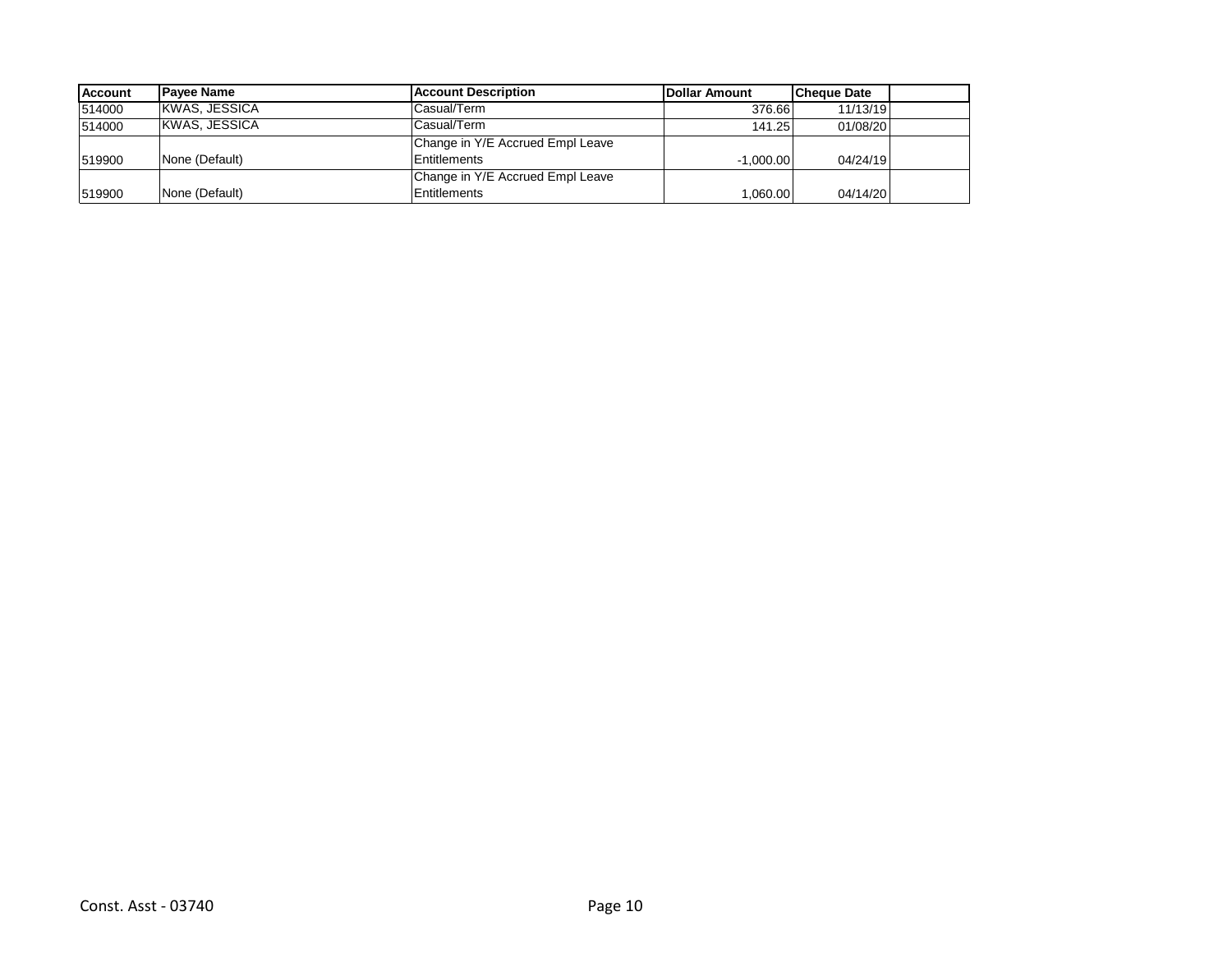| Account | Payee Name | Account Description | Dollar Amount | Cheque Date | |
|---|---|---|---|---|---|
| 514000 | KWAS, JESSICA | Casual/Term | 376.66 | 11/13/19 | |
| 514000 | KWAS, JESSICA | Casual/Term | 141.25 | 01/08/20 | |
| 519900 | None (Default) | Change in Y/E Accrued Empl Leave Entitlements | -1,000.00 | 04/24/19 | |
| 519900 | None (Default) | Change in Y/E Accrued Empl Leave Entitlements | 1,060.00 | 04/14/20 | |

Const. Asst - 03740